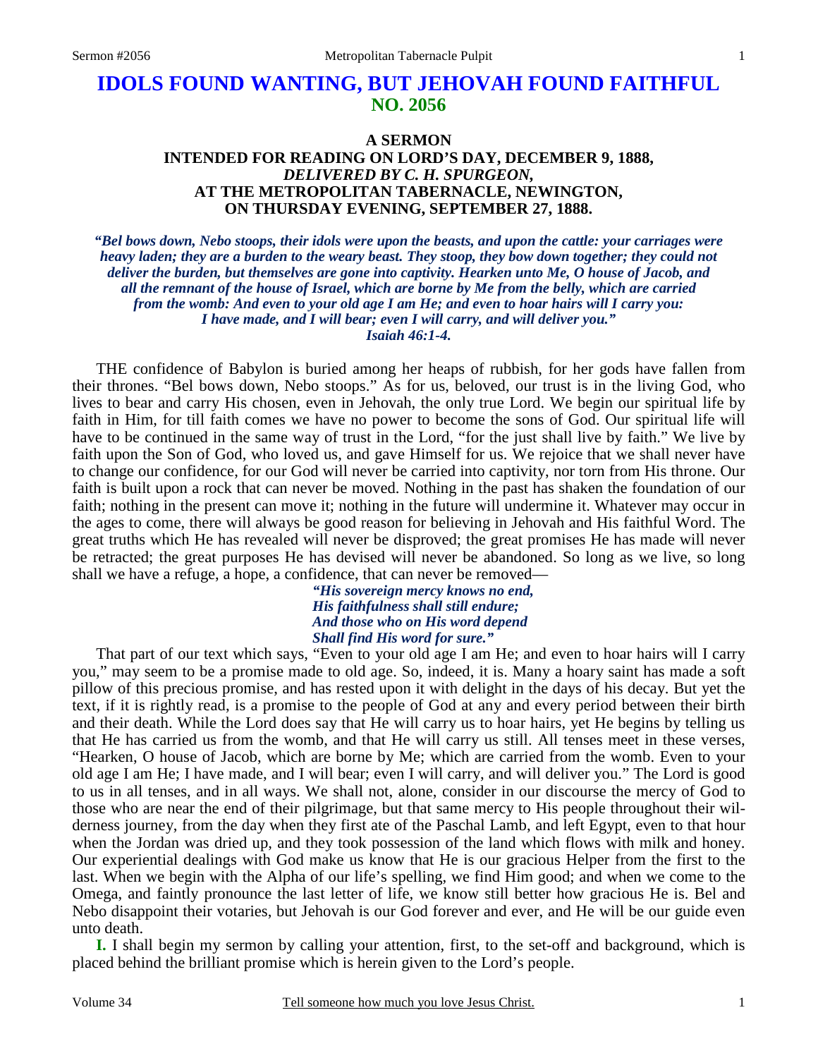# IDOLS FOUND WANTING, BUT JEHOVAH FOUND FAITHFUL
## NO. 2056

### A SERMON
### INTENDED FOR READING ON LORD'S DAY, DECEMBER 9, 1888,
### *DELIVERED BY C. H. SPURGEON,*
### AT THE METROPOLITAN TABERNACLE, NEWINGTON,
### ON THURSDAY EVENING, SEPTEMBER 27, 1888.

***"Bel bows down, Nebo stoops, their idols were upon the beasts, and upon the cattle: your carriages were heavy laden; they are a burden to the weary beast. They stoop, they bow down together; they could not deliver the burden, but themselves are gone into captivity. Hearken unto Me, O house of Jacob, and all the remnant of the house of Israel, which are borne by Me from the belly, which are carried from the womb: And even to your old age I am He; and even to hoar hairs will I carry you: I have made, and I will bear; even I will carry, and will deliver you." Isaiah 46:1-4.***

THE confidence of Babylon is buried among her heaps of rubbish, for her gods have fallen from their thrones. "Bel bows down, Nebo stoops." As for us, beloved, our trust is in the living God, who lives to bear and carry His chosen, even in Jehovah, the only true Lord. We begin our spiritual life by faith in Him, for till faith comes we have no power to become the sons of God. Our spiritual life will have to be continued in the same way of trust in the Lord, "for the just shall live by faith." We live by faith upon the Son of God, who loved us, and gave Himself for us. We rejoice that we shall never have to change our confidence, for our God will never be carried into captivity, nor torn from His throne. Our faith is built upon a rock that can never be moved. Nothing in the past has shaken the foundation of our faith; nothing in the present can move it; nothing in the future will undermine it. Whatever may occur in the ages to come, there will always be good reason for believing in Jehovah and His faithful Word. The great truths which He has revealed will never be disproved; the great promises He has made will never be retracted; the great purposes He has devised will never be abandoned. So long as we live, so long shall we have a refuge, a hope, a confidence, that can never be removed—

*"His sovereign mercy knows no end,*
*His faithfulness shall still endure;*
*And those who on His word depend*
*Shall find His word for sure."*

That part of our text which says, "Even to your old age I am He; and even to hoar hairs will I carry you," may seem to be a promise made to old age. So, indeed, it is. Many a hoary saint has made a soft pillow of this precious promise, and has rested upon it with delight in the days of his decay. But yet the text, if it is rightly read, is a promise to the people of God at any and every period between their birth and their death. While the Lord does say that He will carry us to hoar hairs, yet He begins by telling us that He has carried us from the womb, and that He will carry us still. All tenses meet in these verses, "Hearken, O house of Jacob, which are borne by Me; which are carried from the womb. Even to your old age I am He; I have made, and I will bear; even I will carry, and will deliver you." The Lord is good to us in all tenses, and in all ways. We shall not, alone, consider in our discourse the mercy of God to those who are near the end of their pilgrimage, but that same mercy to His people throughout their wilderness journey, from the day when they first ate of the Paschal Lamb, and left Egypt, even to that hour when the Jordan was dried up, and they took possession of the land which flows with milk and honey. Our experiential dealings with God make us know that He is our gracious Helper from the first to the last. When we begin with the Alpha of our life's spelling, we find Him good; and when we come to the Omega, and faintly pronounce the last letter of life, we know still better how gracious He is. Bel and Nebo disappoint their votaries, but Jehovah is our God forever and ever, and He will be our guide even unto death.

**I.** I shall begin my sermon by calling your attention, first, to the set-off and background, which is placed behind the brilliant promise which is herein given to the Lord's people.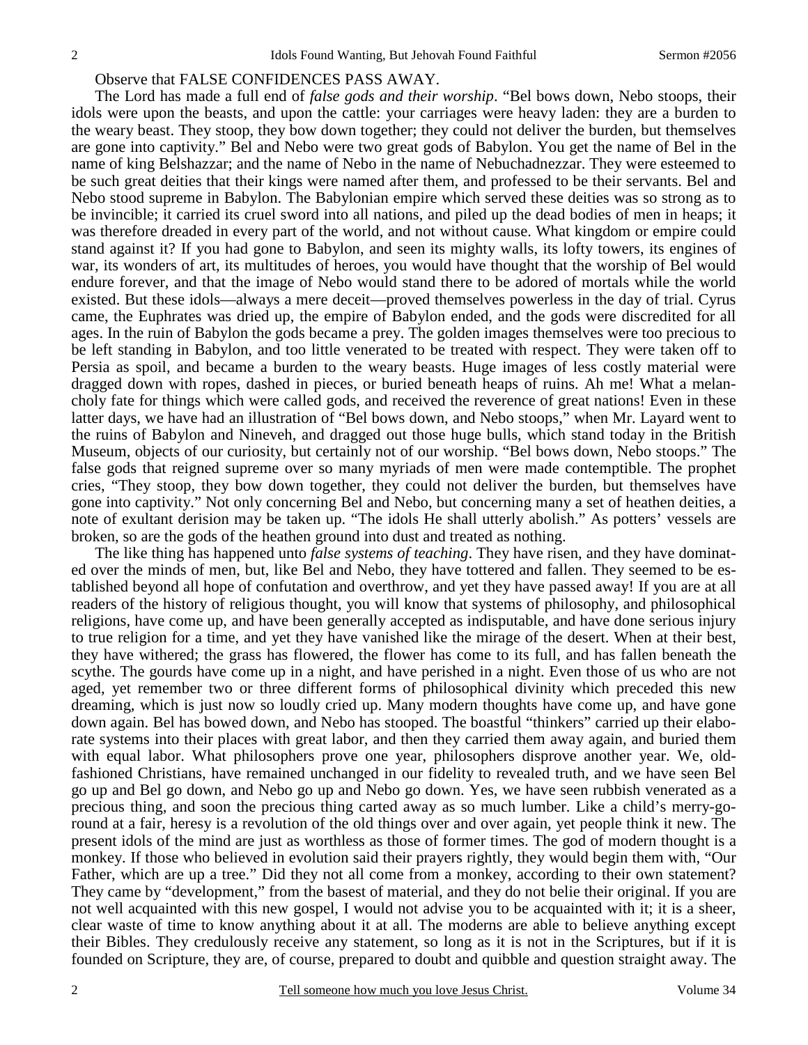Observe that FALSE CONFIDENCES PASS AWAY.

The Lord has made a full end of *false gods and their worship*. "Bel bows down, Nebo stoops, their idols were upon the beasts, and upon the cattle: your carriages were heavy laden: they are a burden to the weary beast. They stoop, they bow down together; they could not deliver the burden, but themselves are gone into captivity." Bel and Nebo were two great gods of Babylon. You get the name of Bel in the name of king Belshazzar; and the name of Nebo in the name of Nebuchadnezzar. They were esteemed to be such great deities that their kings were named after them, and professed to be their servants. Bel and Nebo stood supreme in Babylon. The Babylonian empire which served these deities was so strong as to be invincible; it carried its cruel sword into all nations, and piled up the dead bodies of men in heaps; it was therefore dreaded in every part of the world, and not without cause. What kingdom or empire could stand against it? If you had gone to Babylon, and seen its mighty walls, its lofty towers, its engines of war, its wonders of art, its multitudes of heroes, you would have thought that the worship of Bel would endure forever, and that the image of Nebo would stand there to be adored of mortals while the world existed. But these idols—always a mere deceit—proved themselves powerless in the day of trial. Cyrus came, the Euphrates was dried up, the empire of Babylon ended, and the gods were discredited for all ages. In the ruin of Babylon the gods became a prey. The golden images themselves were too precious to be left standing in Babylon, and too little venerated to be treated with respect. They were taken off to Persia as spoil, and became a burden to the weary beasts. Huge images of less costly material were dragged down with ropes, dashed in pieces, or buried beneath heaps of ruins. Ah me! What a melancholy fate for things which were called gods, and received the reverence of great nations! Even in these latter days, we have had an illustration of "Bel bows down, and Nebo stoops," when Mr. Layard went to the ruins of Babylon and Nineveh, and dragged out those huge bulls, which stand today in the British Museum, objects of our curiosity, but certainly not of our worship. "Bel bows down, Nebo stoops." The false gods that reigned supreme over so many myriads of men were made contemptible. The prophet cries, "They stoop, they bow down together, they could not deliver the burden, but themselves have gone into captivity." Not only concerning Bel and Nebo, but concerning many a set of heathen deities, a note of exultant derision may be taken up. "The idols He shall utterly abolish." As potters' vessels are broken, so are the gods of the heathen ground into dust and treated as nothing.

The like thing has happened unto *false systems of teaching*. They have risen, and they have dominated over the minds of men, but, like Bel and Nebo, they have tottered and fallen. They seemed to be established beyond all hope of confutation and overthrow, and yet they have passed away! If you are at all readers of the history of religious thought, you will know that systems of philosophy, and philosophical religions, have come up, and have been generally accepted as indisputable, and have done serious injury to true religion for a time, and yet they have vanished like the mirage of the desert. When at their best, they have withered; the grass has flowered, the flower has come to its full, and has fallen beneath the scythe. The gourds have come up in a night, and have perished in a night. Even those of us who are not aged, yet remember two or three different forms of philosophical divinity which preceded this new dreaming, which is just now so loudly cried up. Many modern thoughts have come up, and have gone down again. Bel has bowed down, and Nebo has stooped. The boastful "thinkers" carried up their elaborate systems into their places with great labor, and then they carried them away again, and buried them with equal labor. What philosophers prove one year, philosophers disprove another year. We, old-fashioned Christians, have remained unchanged in our fidelity to revealed truth, and we have seen Bel go up and Bel go down, and Nebo go up and Nebo go down. Yes, we have seen rubbish venerated as a precious thing, and soon the precious thing carted away as so much lumber. Like a child's merry-go-round at a fair, heresy is a revolution of the old things over and over again, yet people think it new. The present idols of the mind are just as worthless as those of former times. The god of modern thought is a monkey. If those who believed in evolution said their prayers rightly, they would begin them with, "Our Father, which are up a tree." Did they not all come from a monkey, according to their own statement? They came by "development," from the basest of material, and they do not belie their original. If you are not well acquainted with this new gospel, I would not advise you to be acquainted with it; it is a sheer, clear waste of time to know anything about it at all. The moderns are able to believe anything except their Bibles. They credulously receive any statement, so long as it is not in the Scriptures, but if it is founded on Scripture, they are, of course, prepared to doubt and quibble and question straight away. The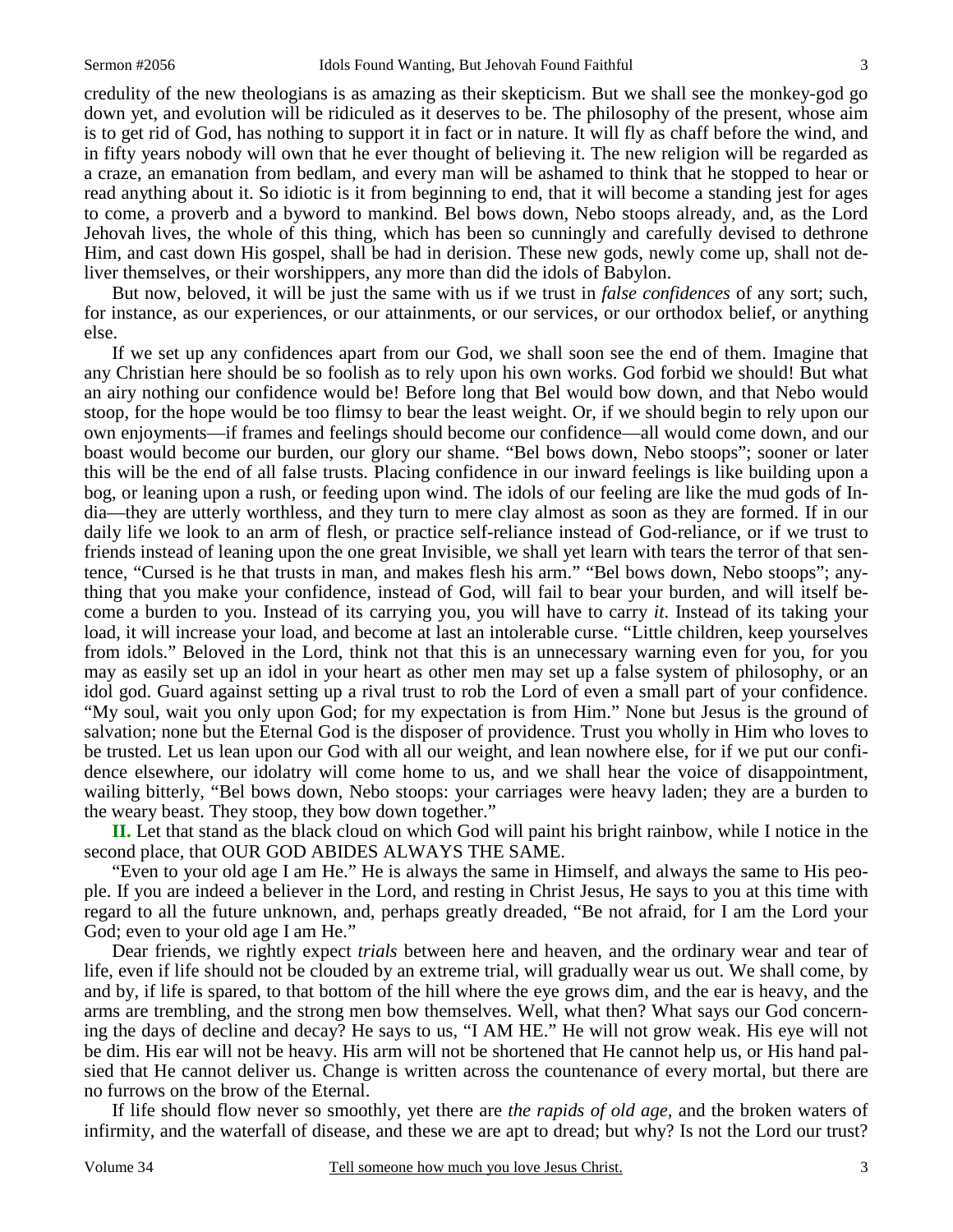credulity of the new theologians is as amazing as their skepticism. But we shall see the monkey-god go down yet, and evolution will be ridiculed as it deserves to be. The philosophy of the present, whose aim is to get rid of God, has nothing to support it in fact or in nature. It will fly as chaff before the wind, and in fifty years nobody will own that he ever thought of believing it. The new religion will be regarded as a craze, an emanation from bedlam, and every man will be ashamed to think that he stopped to hear or read anything about it. So idiotic is it from beginning to end, that it will become a standing jest for ages to come, a proverb and a byword to mankind. Bel bows down, Nebo stoops already, and, as the Lord Jehovah lives, the whole of this thing, which has been so cunningly and carefully devised to dethrone Him, and cast down His gospel, shall be had in derision. These new gods, newly come up, shall not deliver themselves, or their worshippers, any more than did the idols of Babylon.

But now, beloved, it will be just the same with us if we trust in *false confidences* of any sort; such, for instance, as our experiences, or our attainments, or our services, or our orthodox belief, or anything else.

If we set up any confidences apart from our God, we shall soon see the end of them. Imagine that any Christian here should be so foolish as to rely upon his own works. God forbid we should! But what an airy nothing our confidence would be! Before long that Bel would bow down, and that Nebo would stoop, for the hope would be too flimsy to bear the least weight. Or, if we should begin to rely upon our own enjoyments—if frames and feelings should become our confidence—all would come down, and our boast would become our burden, our glory our shame. "Bel bows down, Nebo stoops"; sooner or later this will be the end of all false trusts. Placing confidence in our inward feelings is like building upon a bog, or leaning upon a rush, or feeding upon wind. The idols of our feeling are like the mud gods of India—they are utterly worthless, and they turn to mere clay almost as soon as they are formed. If in our daily life we look to an arm of flesh, or practice self-reliance instead of God-reliance, or if we trust to friends instead of leaning upon the one great Invisible, we shall yet learn with tears the terror of that sentence, "Cursed is he that trusts in man, and makes flesh his arm." "Bel bows down, Nebo stoops"; anything that you make your confidence, instead of God, will fail to bear your burden, and will itself become a burden to you. Instead of its carrying you, you will have to carry *it*. Instead of its taking your load, it will increase your load, and become at last an intolerable curse. "Little children, keep yourselves from idols." Beloved in the Lord, think not that this is an unnecessary warning even for you, for you may as easily set up an idol in your heart as other men may set up a false system of philosophy, or an idol god. Guard against setting up a rival trust to rob the Lord of even a small part of your confidence. "My soul, wait you only upon God; for my expectation is from Him." None but Jesus is the ground of salvation; none but the Eternal God is the disposer of providence. Trust you wholly in Him who loves to be trusted. Let us lean upon our God with all our weight, and lean nowhere else, for if we put our confidence elsewhere, our idolatry will come home to us, and we shall hear the voice of disappointment, wailing bitterly, "Bel bows down, Nebo stoops: your carriages were heavy laden; they are a burden to the weary beast. They stoop, they bow down together."

**II.** Let that stand as the black cloud on which God will paint his bright rainbow, while I notice in the second place, that OUR GOD ABIDES ALWAYS THE SAME.

"Even to your old age I am He." He is always the same in Himself, and always the same to His people. If you are indeed a believer in the Lord, and resting in Christ Jesus, He says to you at this time with regard to all the future unknown, and, perhaps greatly dreaded, "Be not afraid, for I am the Lord your God; even to your old age I am He."

Dear friends, we rightly expect *trials* between here and heaven, and the ordinary wear and tear of life, even if life should not be clouded by an extreme trial, will gradually wear us out. We shall come, by and by, if life is spared, to that bottom of the hill where the eye grows dim, and the ear is heavy, and the arms are trembling, and the strong men bow themselves. Well, what then? What says our God concerning the days of decline and decay? He says to us, "I AM HE." He will not grow weak. His eye will not be dim. His ear will not be heavy. His arm will not be shortened that He cannot help us, or His hand palsied that He cannot deliver us. Change is written across the countenance of every mortal, but there are no furrows on the brow of the Eternal.

If life should flow never so smoothly, yet there are *the rapids of old age*, and the broken waters of infirmity, and the waterfall of disease, and these we are apt to dread; but why? Is not the Lord our trust?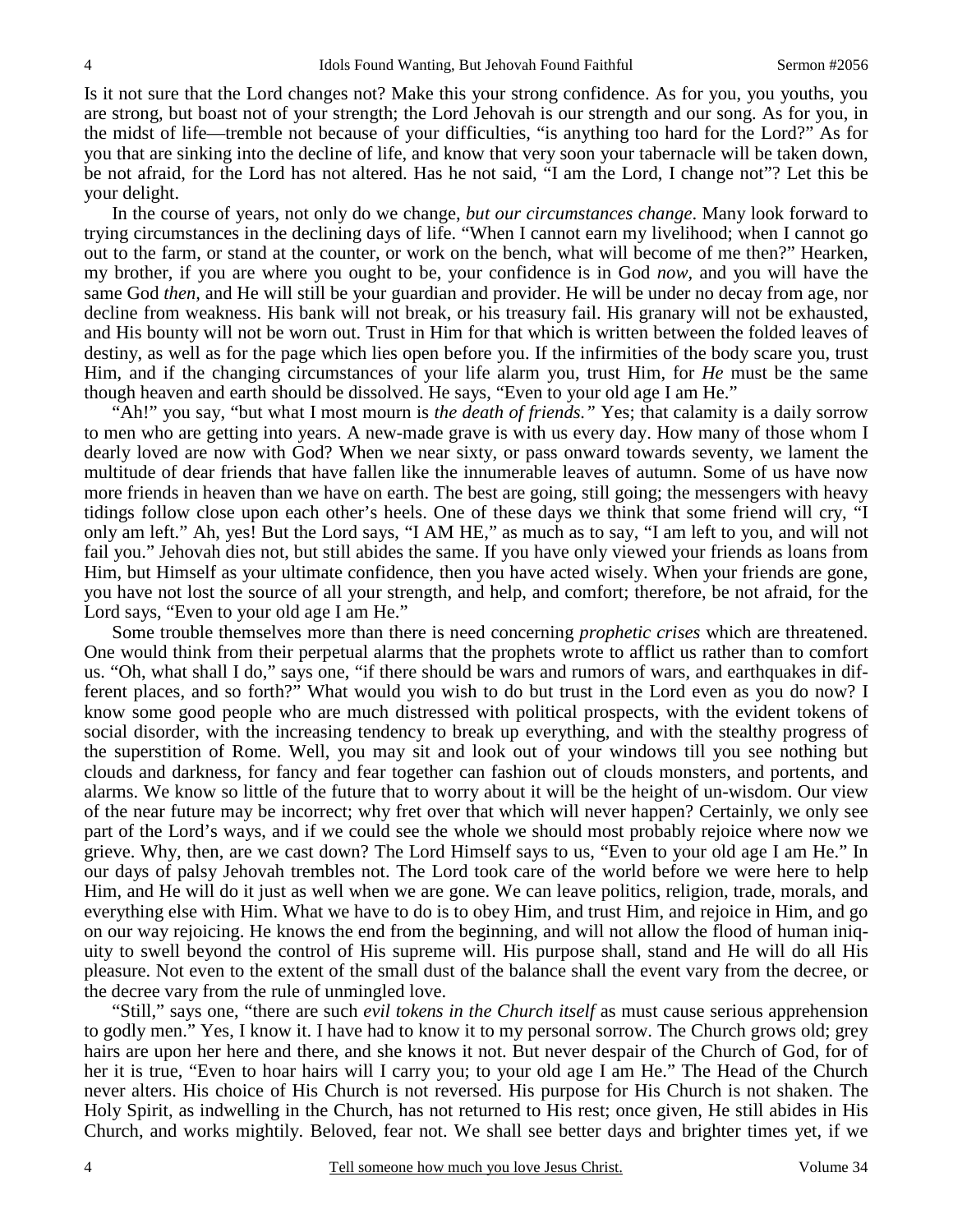Is it not sure that the Lord changes not? Make this your strong confidence. As for you, you youths, you are strong, but boast not of your strength; the Lord Jehovah is our strength and our song. As for you, in the midst of life—tremble not because of your difficulties, "is anything too hard for the Lord?" As for you that are sinking into the decline of life, and know that very soon your tabernacle will be taken down, be not afraid, for the Lord has not altered. Has he not said, "I am the Lord, I change not"? Let this be your delight.

In the course of years, not only do we change, *but our circumstances change*. Many look forward to trying circumstances in the declining days of life. "When I cannot earn my livelihood; when I cannot go out to the farm, or stand at the counter, or work on the bench, what will become of me then?" Hearken, my brother, if you are where you ought to be, your confidence is in God *now*, and you will have the same God *then*, and He will still be your guardian and provider. He will be under no decay from age, nor decline from weakness. His bank will not break, or his treasury fail. His granary will not be exhausted, and His bounty will not be worn out. Trust in Him for that which is written between the folded leaves of destiny, as well as for the page which lies open before you. If the infirmities of the body scare you, trust Him, and if the changing circumstances of your life alarm you, trust Him, for *He* must be the same though heaven and earth should be dissolved. He says, "Even to your old age I am He."

"Ah!" you say, "but what I most mourn is *the death of friends."* Yes; that calamity is a daily sorrow to men who are getting into years. A new-made grave is with us every day. How many of those whom I dearly loved are now with God? When we near sixty, or pass onward towards seventy, we lament the multitude of dear friends that have fallen like the innumerable leaves of autumn. Some of us have now more friends in heaven than we have on earth. The best are going, still going; the messengers with heavy tidings follow close upon each other's heels. One of these days we think that some friend will cry, "I only am left." Ah, yes! But the Lord says, "I AM HE," as much as to say, "I am left to you, and will not fail you." Jehovah dies not, but still abides the same. If you have only viewed your friends as loans from Him, but Himself as your ultimate confidence, then you have acted wisely. When your friends are gone, you have not lost the source of all your strength, and help, and comfort; therefore, be not afraid, for the Lord says, "Even to your old age I am He."

Some trouble themselves more than there is need concerning *prophetic crises* which are threatened. One would think from their perpetual alarms that the prophets wrote to afflict us rather than to comfort us. "Oh, what shall I do," says one, "if there should be wars and rumors of wars, and earthquakes in different places, and so forth?" What would you wish to do but trust in the Lord even as you do now? I know some good people who are much distressed with political prospects, with the evident tokens of social disorder, with the increasing tendency to break up everything, and with the stealthy progress of the superstition of Rome. Well, you may sit and look out of your windows till you see nothing but clouds and darkness, for fancy and fear together can fashion out of clouds monsters, and portents, and alarms. We know so little of the future that to worry about it will be the height of un-wisdom. Our view of the near future may be incorrect; why fret over that which will never happen? Certainly, we only see part of the Lord's ways, and if we could see the whole we should most probably rejoice where now we grieve. Why, then, are we cast down? The Lord Himself says to us, "Even to your old age I am He." In our days of palsy Jehovah trembles not. The Lord took care of the world before we were here to help Him, and He will do it just as well when we are gone. We can leave politics, religion, trade, morals, and everything else with Him. What we have to do is to obey Him, and trust Him, and rejoice in Him, and go on our way rejoicing. He knows the end from the beginning, and will not allow the flood of human iniquity to swell beyond the control of His supreme will. His purpose shall, stand and He will do all His pleasure. Not even to the extent of the small dust of the balance shall the event vary from the decree, or the decree vary from the rule of unmingled love.

"Still," says one, "there are such *evil tokens in the Church itself* as must cause serious apprehension to godly men." Yes, I know it. I have had to know it to my personal sorrow. The Church grows old; grey hairs are upon her here and there, and she knows it not. But never despair of the Church of God, for of her it is true, "Even to hoar hairs will I carry you; to your old age I am He." The Head of the Church never alters. His choice of His Church is not reversed. His purpose for His Church is not shaken. The Holy Spirit, as indwelling in the Church, has not returned to His rest; once given, He still abides in His Church, and works mightily. Beloved, fear not. We shall see better days and brighter times yet, if we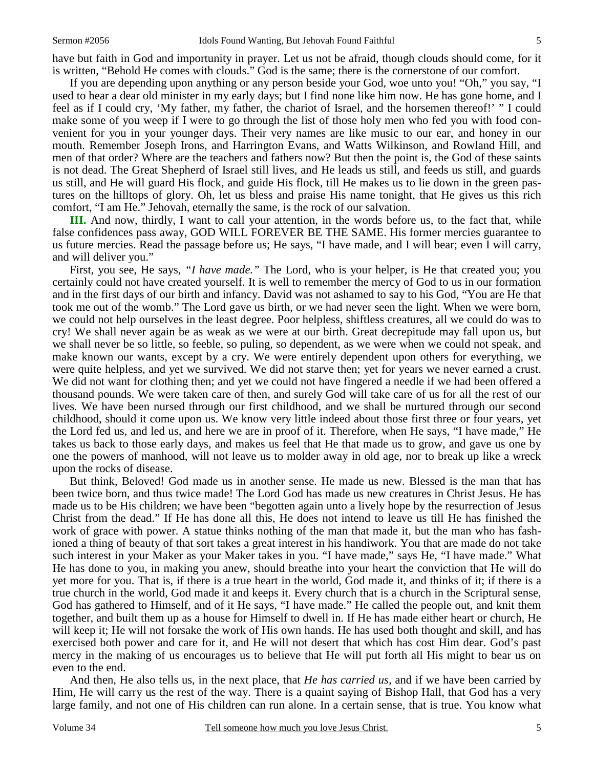have but faith in God and importunity in prayer. Let us not be afraid, though clouds should come, for it is written, "Behold He comes with clouds." God is the same; there is the cornerstone of our comfort.

If you are depending upon anything or any person beside your God, woe unto you! "Oh," you say, "I used to hear a dear old minister in my early days; but I find none like him now. He has gone home, and I feel as if I could cry, 'My father, my father, the chariot of Israel, and the horsemen thereof!' " I could make some of you weep if I were to go through the list of those holy men who fed you with food convenient for you in your younger days. Their very names are like music to our ear, and honey in our mouth. Remember Joseph Irons, and Harrington Evans, and Watts Wilkinson, and Rowland Hill, and men of that order? Where are the teachers and fathers now? But then the point is, the God of these saints is not dead. The Great Shepherd of Israel still lives, and He leads us still, and feeds us still, and guards us still, and He will guard His flock, and guide His flock, till He makes us to lie down in the green pastures on the hilltops of glory. Oh, let us bless and praise His name tonight, that He gives us this rich comfort, "I am He." Jehovah, eternally the same, is the rock of our salvation.

**III.** And now, thirdly, I want to call your attention, in the words before us, to the fact that, while false confidences pass away, GOD WILL FOREVER BE THE SAME. His former mercies guarantee to us future mercies. Read the passage before us; He says, "I have made, and I will bear; even I will carry, and will deliver you."

First, you see, He says, *"I have made."* The Lord, who is your helper, is He that created you; you certainly could not have created yourself. It is well to remember the mercy of God to us in our formation and in the first days of our birth and infancy. David was not ashamed to say to his God, "You are He that took me out of the womb." The Lord gave us birth, or we had never seen the light. When we were born, we could not help ourselves in the least degree. Poor helpless, shiftless creatures, all we could do was to cry! We shall never again be as weak as we were at our birth. Great decrepitude may fall upon us, but we shall never be so little, so feeble, so puling, so dependent, as we were when we could not speak, and make known our wants, except by a cry. We were entirely dependent upon others for everything, we were quite helpless, and yet we survived. We did not starve then; yet for years we never earned a crust. We did not want for clothing then; and yet we could not have fingered a needle if we had been offered a thousand pounds. We were taken care of then, and surely God will take care of us for all the rest of our lives. We have been nursed through our first childhood, and we shall be nurtured through our second childhood, should it come upon us. We know very little indeed about those first three or four years, yet the Lord fed us, and led us, and here we are in proof of it. Therefore, when He says, "I have made," He takes us back to those early days, and makes us feel that He that made us to grow, and gave us one by one the powers of manhood, will not leave us to molder away in old age, nor to break up like a wreck upon the rocks of disease.

But think, Beloved! God made us in another sense. He made us new. Blessed is the man that has been twice born, and thus twice made! The Lord God has made us new creatures in Christ Jesus. He has made us to be His children; we have been "begotten again unto a lively hope by the resurrection of Jesus Christ from the dead." If He has done all this, He does not intend to leave us till He has finished the work of grace with power. A statue thinks nothing of the man that made it, but the man who has fashioned a thing of beauty of that sort takes a great interest in his handiwork. You that are made do not take such interest in your Maker as your Maker takes in you. "I have made," says He, "I have made." What He has done to you, in making you anew, should breathe into your heart the conviction that He will do yet more for you. That is, if there is a true heart in the world, God made it, and thinks of it; if there is a true church in the world, God made it and keeps it. Every church that is a church in the Scriptural sense, God has gathered to Himself, and of it He says, "I have made." He called the people out, and knit them together, and built them up as a house for Himself to dwell in. If He has made either heart or church, He will keep it; He will not forsake the work of His own hands. He has used both thought and skill, and has exercised both power and care for it, and He will not desert that which has cost Him dear. God's past mercy in the making of us encourages us to believe that He will put forth all His might to bear us on even to the end.

And then, He also tells us, in the next place, that *He has carried us,* and if we have been carried by Him, He will carry us the rest of the way. There is a quaint saying of Bishop Hall, that God has a very large family, and not one of His children can run alone. In a certain sense, that is true. You know what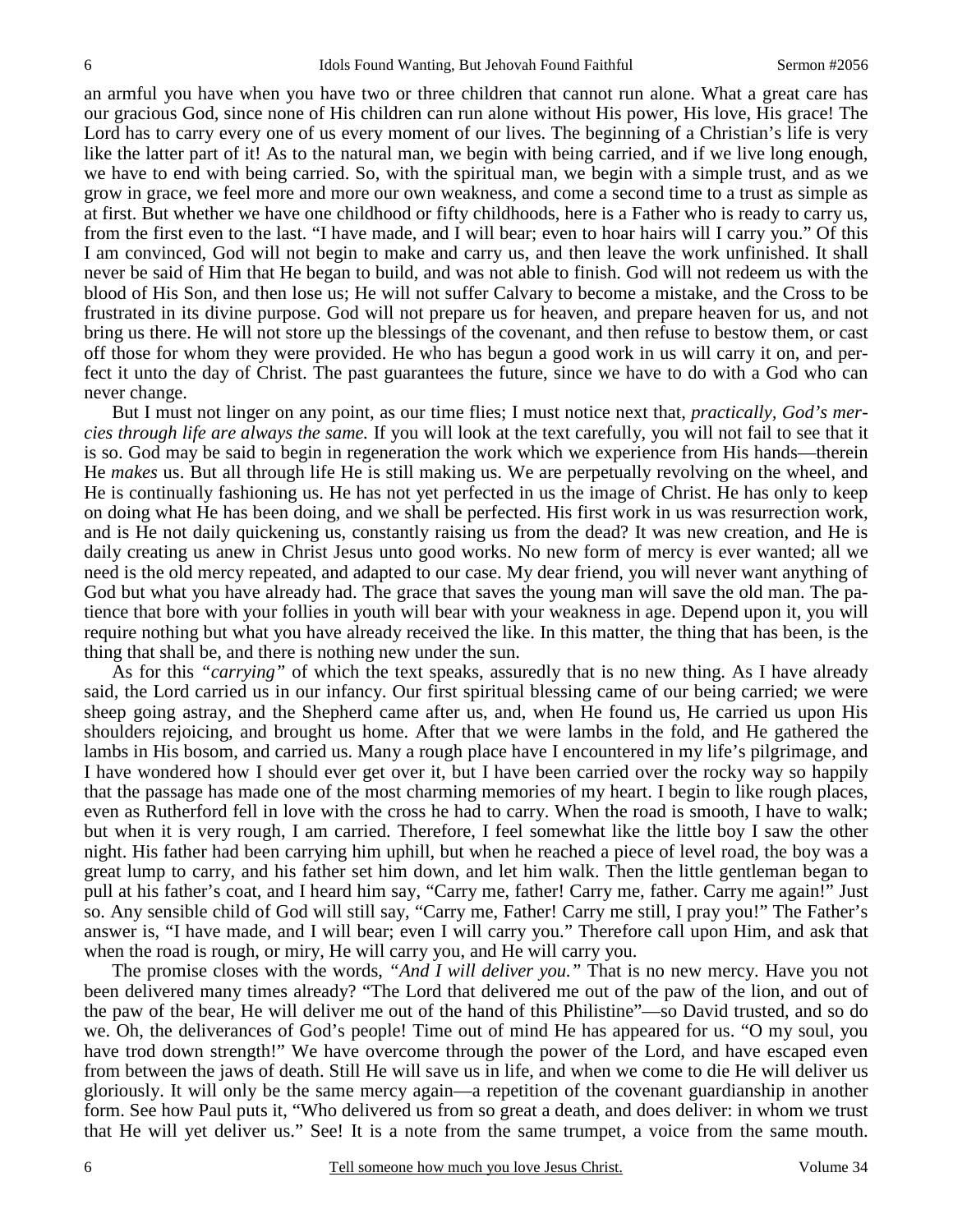an armful you have when you have two or three children that cannot run alone. What a great care has our gracious God, since none of His children can run alone without His power, His love, His grace! The Lord has to carry every one of us every moment of our lives. The beginning of a Christian's life is very like the latter part of it! As to the natural man, we begin with being carried, and if we live long enough, we have to end with being carried. So, with the spiritual man, we begin with a simple trust, and as we grow in grace, we feel more and more our own weakness, and come a second time to a trust as simple as at first. But whether we have one childhood or fifty childhoods, here is a Father who is ready to carry us, from the first even to the last. "I have made, and I will bear; even to hoar hairs will I carry you." Of this I am convinced, God will not begin to make and carry us, and then leave the work unfinished. It shall never be said of Him that He began to build, and was not able to finish. God will not redeem us with the blood of His Son, and then lose us; He will not suffer Calvary to become a mistake, and the Cross to be frustrated in its divine purpose. God will not prepare us for heaven, and prepare heaven for us, and not bring us there. He will not store up the blessings of the covenant, and then refuse to bestow them, or cast off those for whom they were provided. He who has begun a good work in us will carry it on, and perfect it unto the day of Christ. The past guarantees the future, since we have to do with a God who can never change.

But I must not linger on any point, as our time flies; I must notice next that, *practically, God's mercies through life are always the same.* If you will look at the text carefully, you will not fail to see that it is so. God may be said to begin in regeneration the work which we experience from His hands—therein He *makes* us. But all through life He is still making us. We are perpetually revolving on the wheel, and He is continually fashioning us. He has not yet perfected in us the image of Christ. He has only to keep on doing what He has been doing, and we shall be perfected. His first work in us was resurrection work, and is He not daily quickening us, constantly raising us from the dead? It was new creation, and He is daily creating us anew in Christ Jesus unto good works. No new form of mercy is ever wanted; all we need is the old mercy repeated, and adapted to our case. My dear friend, you will never want anything of God but what you have already had. The grace that saves the young man will save the old man. The patience that bore with your follies in youth will bear with your weakness in age. Depend upon it, you will require nothing but what you have already received the like. In this matter, the thing that has been, is the thing that shall be, and there is nothing new under the sun.

As for this *"carrying"* of which the text speaks, assuredly that is no new thing. As I have already said, the Lord carried us in our infancy. Our first spiritual blessing came of our being carried; we were sheep going astray, and the Shepherd came after us, and, when He found us, He carried us upon His shoulders rejoicing, and brought us home. After that we were lambs in the fold, and He gathered the lambs in His bosom, and carried us. Many a rough place have I encountered in my life's pilgrimage, and I have wondered how I should ever get over it, but I have been carried over the rocky way so happily that the passage has made one of the most charming memories of my heart. I begin to like rough places, even as Rutherford fell in love with the cross he had to carry. When the road is smooth, I have to walk; but when it is very rough, I am carried. Therefore, I feel somewhat like the little boy I saw the other night. His father had been carrying him uphill, but when he reached a piece of level road, the boy was a great lump to carry, and his father set him down, and let him walk. Then the little gentleman began to pull at his father's coat, and I heard him say, "Carry me, father! Carry me, father. Carry me again!" Just so. Any sensible child of God will still say, "Carry me, Father! Carry me still, I pray you!" The Father's answer is, "I have made, and I will bear; even I will carry you." Therefore call upon Him, and ask that when the road is rough, or miry, He will carry you, and He will carry you.

The promise closes with the words, *"And I will deliver you."* That is no new mercy. Have you not been delivered many times already? "The Lord that delivered me out of the paw of the lion, and out of the paw of the bear, He will deliver me out of the hand of this Philistine"—so David trusted, and so do we. Oh, the deliverances of God's people! Time out of mind He has appeared for us. "O my soul, you have trod down strength!" We have overcome through the power of the Lord, and have escaped even from between the jaws of death. Still He will save us in life, and when we come to die He will deliver us gloriously. It will only be the same mercy again—a repetition of the covenant guardianship in another form. See how Paul puts it, "Who delivered us from so great a death, and does deliver: in whom we trust that He will yet deliver us." See! It is a note from the same trumpet, a voice from the same mouth.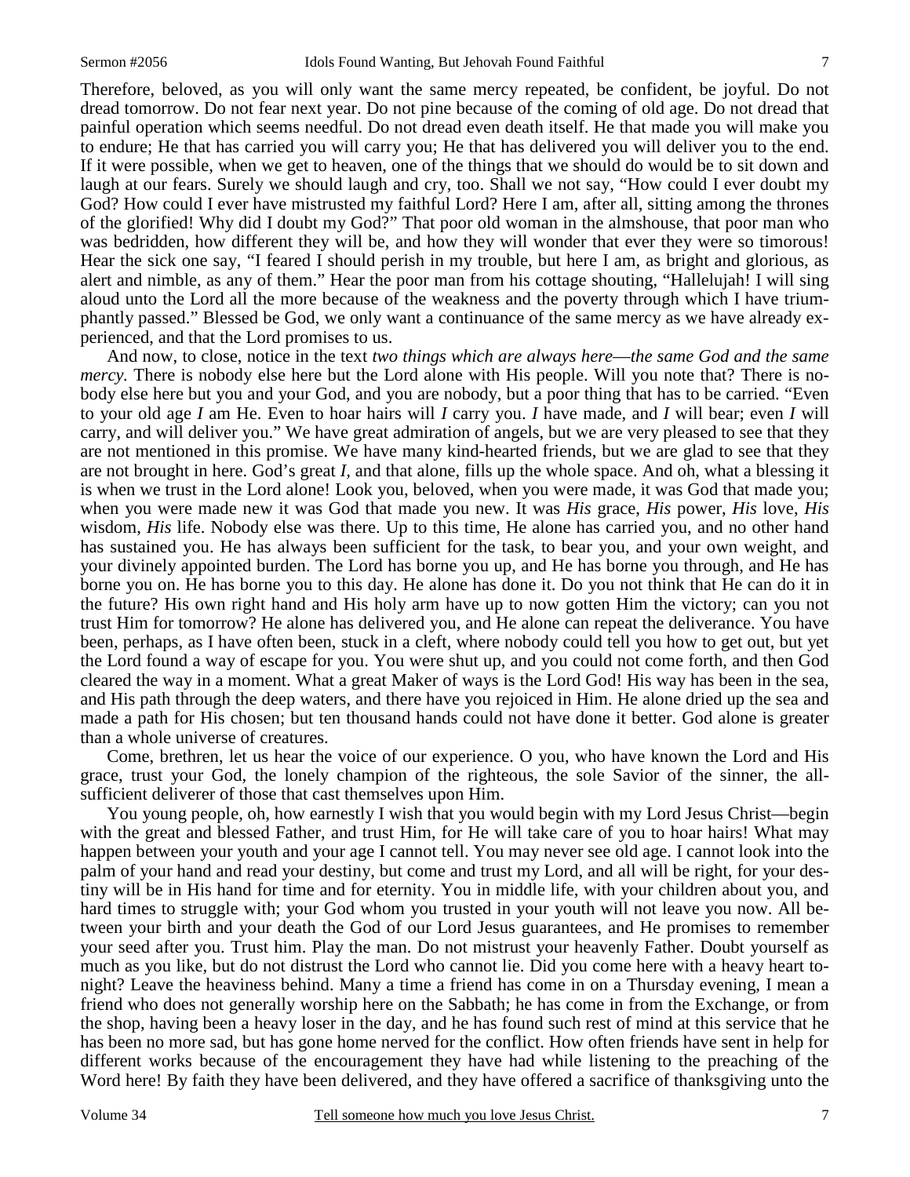Therefore, beloved, as you will only want the same mercy repeated, be confident, be joyful. Do not dread tomorrow. Do not fear next year. Do not pine because of the coming of old age. Do not dread that painful operation which seems needful. Do not dread even death itself. He that made you will make you to endure; He that has carried you will carry you; He that has delivered you will deliver you to the end. If it were possible, when we get to heaven, one of the things that we should do would be to sit down and laugh at our fears. Surely we should laugh and cry, too. Shall we not say, "How could I ever doubt my God? How could I ever have mistrusted my faithful Lord? Here I am, after all, sitting among the thrones of the glorified! Why did I doubt my God?" That poor old woman in the almshouse, that poor man who was bedridden, how different they will be, and how they will wonder that ever they were so timorous! Hear the sick one say, "I feared I should perish in my trouble, but here I am, as bright and glorious, as alert and nimble, as any of them." Hear the poor man from his cottage shouting, "Hallelujah! I will sing aloud unto the Lord all the more because of the weakness and the poverty through which I have triumphantly passed." Blessed be God, we only want a continuance of the same mercy as we have already experienced, and that the Lord promises to us.

And now, to close, notice in the text *two things which are always here—the same God and the same mercy.* There is nobody else here but the Lord alone with His people. Will you note that? There is nobody else here but you and your God, and you are nobody, but a poor thing that has to be carried. "Even to your old age *I* am He. Even to hoar hairs will *I* carry you. *I* have made, and *I* will bear; even *I* will carry, and will deliver you." We have great admiration of angels, but we are very pleased to see that they are not mentioned in this promise. We have many kind-hearted friends, but we are glad to see that they are not brought in here. God's great *I,* and that alone, fills up the whole space. And oh, what a blessing it is when we trust in the Lord alone! Look you, beloved, when you were made, it was God that made you; when you were made new it was God that made you new. It was *His* grace, *His* power, *His* love, *His* wisdom, *His* life. Nobody else was there. Up to this time, He alone has carried you, and no other hand has sustained you. He has always been sufficient for the task, to bear you, and your own weight, and your divinely appointed burden. The Lord has borne you up, and He has borne you through, and He has borne you on. He has borne you to this day. He alone has done it. Do you not think that He can do it in the future? His own right hand and His holy arm have up to now gotten Him the victory; can you not trust Him for tomorrow? He alone has delivered you, and He alone can repeat the deliverance. You have been, perhaps, as I have often been, stuck in a cleft, where nobody could tell you how to get out, but yet the Lord found a way of escape for you. You were shut up, and you could not come forth, and then God cleared the way in a moment. What a great Maker of ways is the Lord God! His way has been in the sea, and His path through the deep waters, and there have you rejoiced in Him. He alone dried up the sea and made a path for His chosen; but ten thousand hands could not have done it better. God alone is greater than a whole universe of creatures.

Come, brethren, let us hear the voice of our experience. O you, who have known the Lord and His grace, trust your God, the lonely champion of the righteous, the sole Savior of the sinner, the all-sufficient deliverer of those that cast themselves upon Him.

You young people, oh, how earnestly I wish that you would begin with my Lord Jesus Christ—begin with the great and blessed Father, and trust Him, for He will take care of you to hoar hairs! What may happen between your youth and your age I cannot tell. You may never see old age. I cannot look into the palm of your hand and read your destiny, but come and trust my Lord, and all will be right, for your destiny will be in His hand for time and for eternity. You in middle life, with your children about you, and hard times to struggle with; your God whom you trusted in your youth will not leave you now. All between your birth and your death the God of our Lord Jesus guarantees, and He promises to remember your seed after you. Trust him. Play the man. Do not mistrust your heavenly Father. Doubt yourself as much as you like, but do not distrust the Lord who cannot lie. Did you come here with a heavy heart tonight? Leave the heaviness behind. Many a time a friend has come in on a Thursday evening, I mean a friend who does not generally worship here on the Sabbath; he has come in from the Exchange, or from the shop, having been a heavy loser in the day, and he has found such rest of mind at this service that he has been no more sad, but has gone home nerved for the conflict. How often friends have sent in help for different works because of the encouragement they have had while listening to the preaching of the Word here! By faith they have been delivered, and they have offered a sacrifice of thanksgiving unto the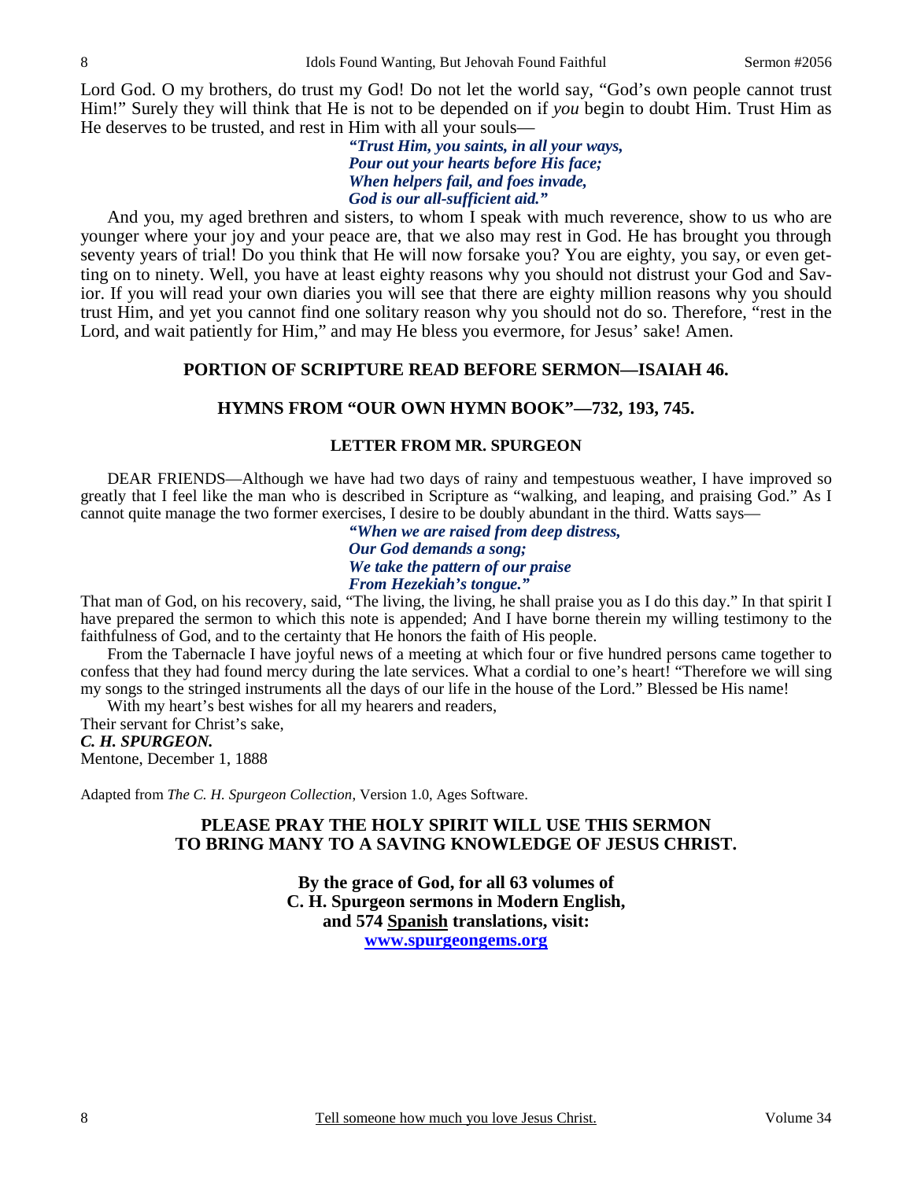Lord God. O my brothers, do trust my God! Do not let the world say, "God's own people cannot trust Him!" Surely they will think that He is not to be depended on if *you* begin to doubt Him. Trust Him as He deserves to be trusted, and rest in Him with all your souls—

> ***"Trust Him, you saints, in all your ways,***
> ***Pour out your hearts before His face;***
> ***When helpers fail, and foes invade,***
> ***God is our all-sufficient aid."***

And you, my aged brethren and sisters, to whom I speak with much reverence, show to us who are younger where your joy and your peace are, that we also may rest in God. He has brought you through seventy years of trial! Do you think that He will now forsake you? You are eighty, you say, or even getting on to ninety. Well, you have at least eighty reasons why you should not distrust your God and Savior. If you will read your own diaries you will see that there are eighty million reasons why you should trust Him, and yet you cannot find one solitary reason why you should not do so. Therefore, "rest in the Lord, and wait patiently for Him," and may He bless you evermore, for Jesus' sake! Amen.

## PORTION OF SCRIPTURE READ BEFORE SERMON—ISAIAH 46.

## HYMNS FROM "OUR OWN HYMN BOOK"—732, 193, 745.

### LETTER FROM MR. SPURGEON

DEAR FRIENDS—Although we have had two days of rainy and tempestuous weather, I have improved so greatly that I feel like the man who is described in Scripture as "walking, and leaping, and praising God." As I cannot quite manage the two former exercises, I desire to be doubly abundant in the third. Watts says—

> ***"When we are raised from deep distress,***
> ***Our God demands a song;***
> ***We take the pattern of our praise***
> ***From Hezekiah's tongue."***

That man of God, on his recovery, said, "The living, the living, he shall praise you as I do this day." In that spirit I have prepared the sermon to which this note is appended; And I have borne therein my willing testimony to the faithfulness of God, and to the certainty that He honors the faith of His people.

From the Tabernacle I have joyful news of a meeting at which four or five hundred persons came together to confess that they had found mercy during the late services. What a cordial to one's heart! "Therefore we will sing my songs to the stringed instruments all the days of our life in the house of the Lord." Blessed be His name!

With my heart's best wishes for all my hearers and readers,

Their servant for Christ's sake,
***C. H. SPURGEON.***
Mentone, December 1, 1888

Adapted from *The C. H. Spurgeon Collection*, Version 1.0, Ages Software.

**PLEASE PRAY THE HOLY SPIRIT WILL USE THIS SERMON TO BRING MANY TO A SAVING KNOWLEDGE OF JESUS CHRIST.**

**By the grace of God, for all 63 volumes of C. H. Spurgeon sermons in Modern English, and 574 Spanish translations, visit: www.spurgeongems.org**